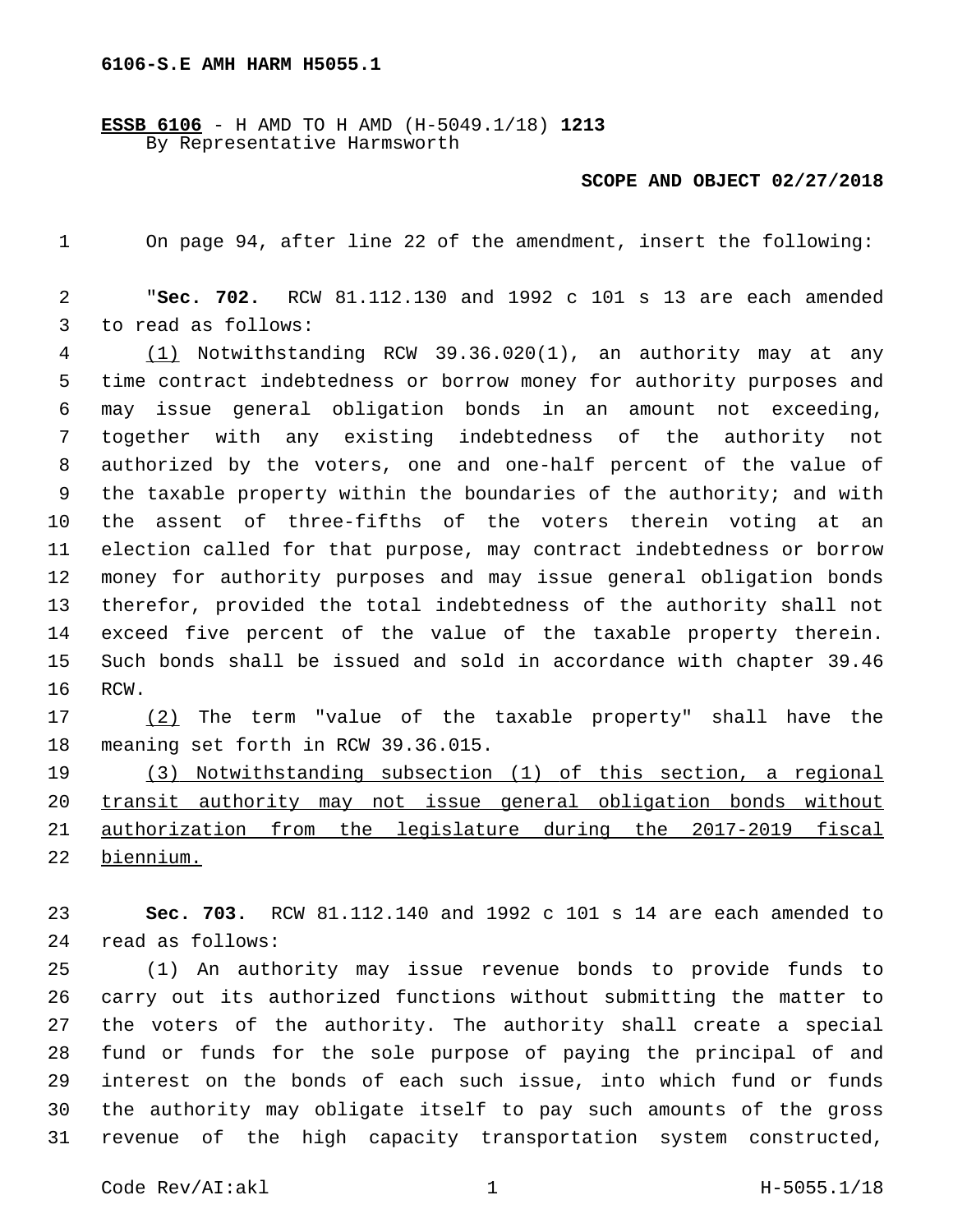6106-S.E AMH HARM H5055.1

**ESSB 6106** - H AMD TO H AMD (H-5049.1/18) **1213**
By Representative Harmsworth

**SCOPE AND OBJECT 02/27/2018**

On page 94, after line 22 of the amendment, insert the following:

"**Sec. 702.** RCW 81.112.130 and 1992 c 101 s 13 are each amended to read as follows:

(1) Notwithstanding RCW 39.36.020(1), an authority may at any time contract indebtedness or borrow money for authority purposes and may issue general obligation bonds in an amount not exceeding, together with any existing indebtedness of the authority not authorized by the voters, one and one-half percent of the value of the taxable property within the boundaries of the authority; and with the assent of three-fifths of the voters therein voting at an election called for that purpose, may contract indebtedness or borrow money for authority purposes and may issue general obligation bonds therefor, provided the total indebtedness of the authority shall not exceed five percent of the value of the taxable property therein. Such bonds shall be issued and sold in accordance with chapter 39.46 RCW.

(2) The term "value of the taxable property" shall have the meaning set forth in RCW 39.36.015.

(3) Notwithstanding subsection (1) of this section, a regional transit authority may not issue general obligation bonds without authorization from the legislature during the 2017-2019 fiscal biennium.

**Sec. 703.** RCW 81.112.140 and 1992 c 101 s 14 are each amended to read as follows:

(1) An authority may issue revenue bonds to provide funds to carry out its authorized functions without submitting the matter to the voters of the authority. The authority shall create a special fund or funds for the sole purpose of paying the principal of and interest on the bonds of each such issue, into which fund or funds the authority may obligate itself to pay such amounts of the gross revenue of the high capacity transportation system constructed,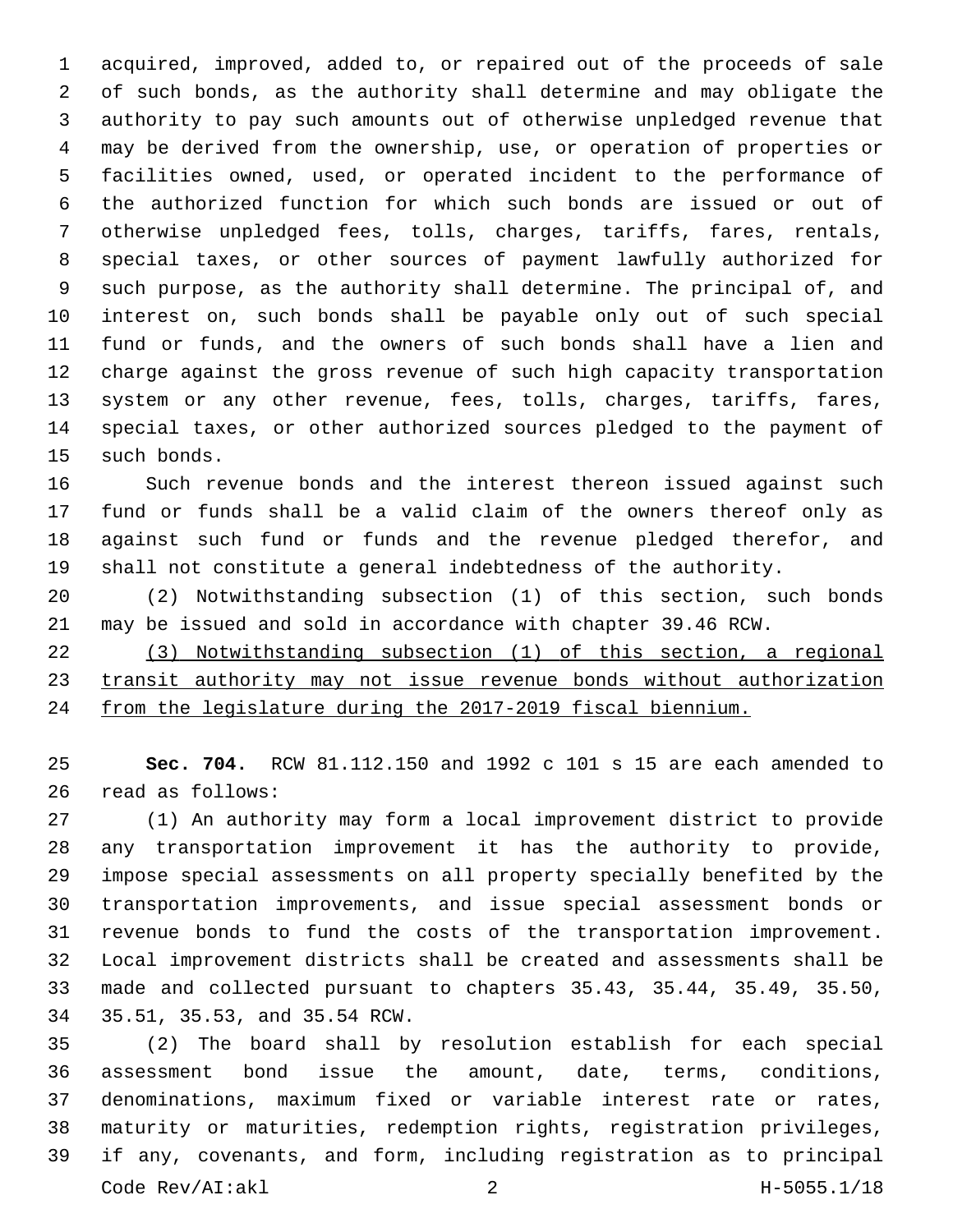acquired, improved, added to, or repaired out of the proceeds of sale of such bonds, as the authority shall determine and may obligate the authority to pay such amounts out of otherwise unpledged revenue that may be derived from the ownership, use, or operation of properties or facilities owned, used, or operated incident to the performance of the authorized function for which such bonds are issued or out of otherwise unpledged fees, tolls, charges, tariffs, fares, rentals, special taxes, or other sources of payment lawfully authorized for such purpose, as the authority shall determine. The principal of, and interest on, such bonds shall be payable only out of such special fund or funds, and the owners of such bonds shall have a lien and charge against the gross revenue of such high capacity transportation system or any other revenue, fees, tolls, charges, tariffs, fares, special taxes, or other authorized sources pledged to the payment of such bonds.

Such revenue bonds and the interest thereon issued against such fund or funds shall be a valid claim of the owners thereof only as against such fund or funds and the revenue pledged therefor, and shall not constitute a general indebtedness of the authority.

(2) Notwithstanding subsection (1) of this section, such bonds may be issued and sold in accordance with chapter 39.46 RCW.

<u>(3) Notwithstanding subsection (1) of this section, a regional transit authority may not issue revenue bonds without authorization from the legislature during the 2017-2019 fiscal biennium.</u>

**Sec. 704.** RCW 81.112.150 and 1992 c 101 s 15 are each amended to read as follows:

(1) An authority may form a local improvement district to provide any transportation improvement it has the authority to provide, impose special assessments on all property specially benefited by the transportation improvements, and issue special assessment bonds or revenue bonds to fund the costs of the transportation improvement. Local improvement districts shall be created and assessments shall be made and collected pursuant to chapters 35.43, 35.44, 35.49, 35.50, 35.51, 35.53, and 35.54 RCW.

(2) The board shall by resolution establish for each special assessment bond issue the amount, date, terms, conditions, denominations, maximum fixed or variable interest rate or rates, maturity or maturities, redemption rights, registration privileges, if any, covenants, and form, including registration as to principal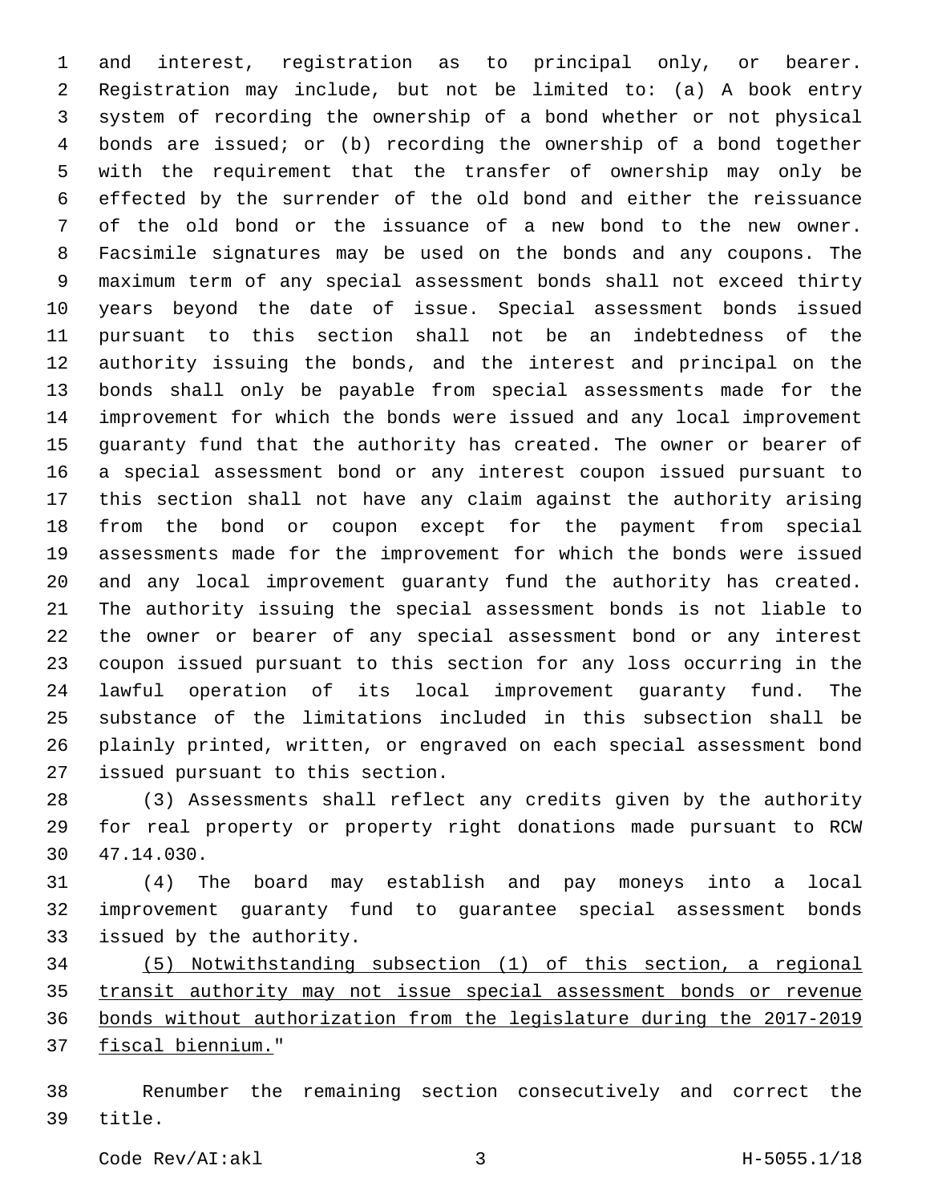and interest, registration as to principal only, or bearer. Registration may include, but not be limited to: (a) A book entry system of recording the ownership of a bond whether or not physical bonds are issued; or (b) recording the ownership of a bond together with the requirement that the transfer of ownership may only be effected by the surrender of the old bond and either the reissuance of the old bond or the issuance of a new bond to the new owner. Facsimile signatures may be used on the bonds and any coupons. The maximum term of any special assessment bonds shall not exceed thirty years beyond the date of issue. Special assessment bonds issued pursuant to this section shall not be an indebtedness of the authority issuing the bonds, and the interest and principal on the bonds shall only be payable from special assessments made for the improvement for which the bonds were issued and any local improvement guaranty fund that the authority has created. The owner or bearer of a special assessment bond or any interest coupon issued pursuant to this section shall not have any claim against the authority arising from the bond or coupon except for the payment from special assessments made for the improvement for which the bonds were issued and any local improvement guaranty fund the authority has created. The authority issuing the special assessment bonds is not liable to the owner or bearer of any special assessment bond or any interest coupon issued pursuant to this section for any loss occurring in the lawful operation of its local improvement guaranty fund. The substance of the limitations included in this subsection shall be plainly printed, written, or engraved on each special assessment bond issued pursuant to this section.

(3) Assessments shall reflect any credits given by the authority for real property or property right donations made pursuant to RCW 47.14.030.

(4) The board may establish and pay moneys into a local improvement guaranty fund to guarantee special assessment bonds issued by the authority.

<u>(5) Notwithstanding subsection (1) of this section, a regional transit authority may not issue special assessment bonds or revenue bonds without authorization from the legislature during the 2017-2019 fiscal biennium.</u>"

Renumber the remaining section consecutively and correct the title.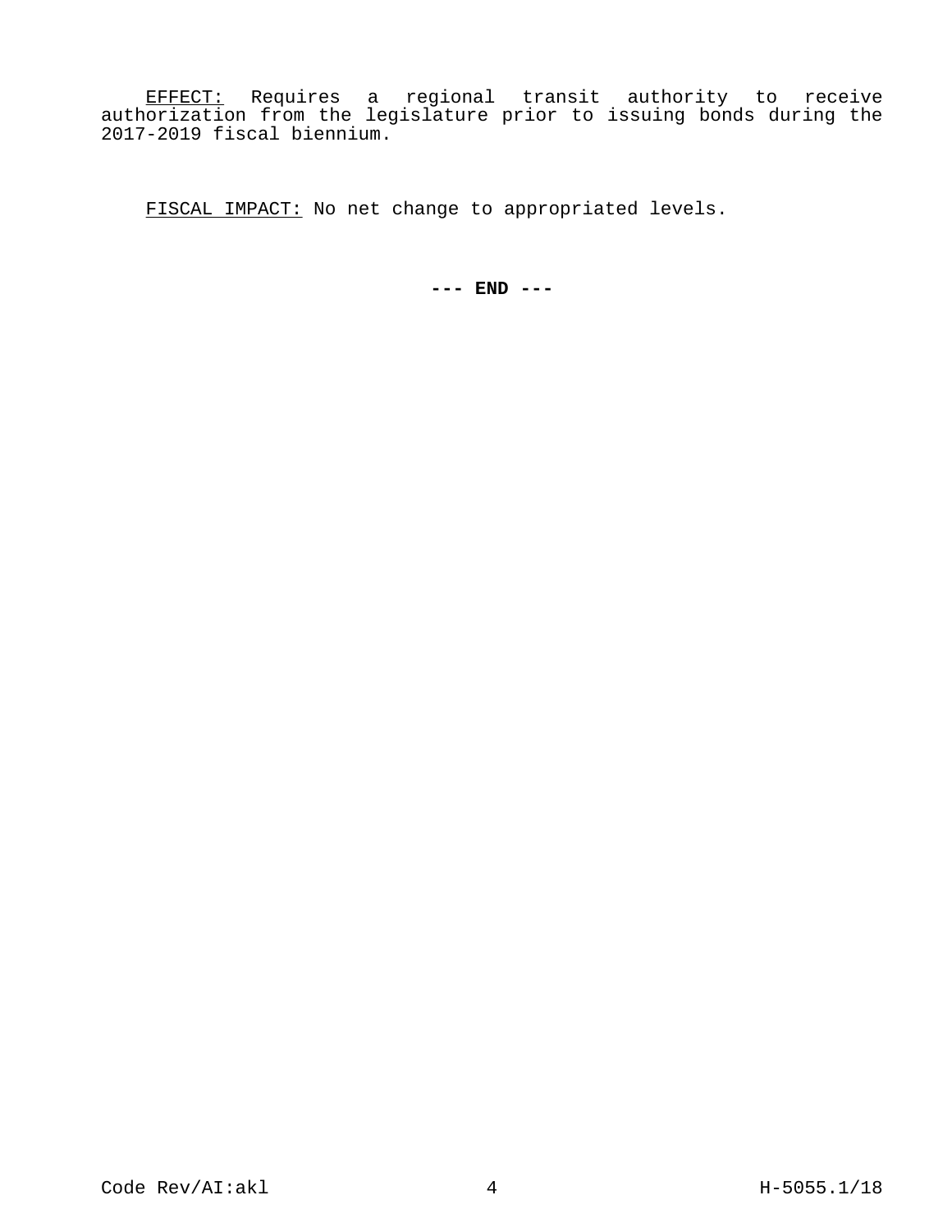EFFECT: Requires a regional transit authority to receive authorization from the legislature prior to issuing bonds during the 2017-2019 fiscal biennium.

FISCAL IMPACT: No net change to appropriated levels.

**--- END ---**